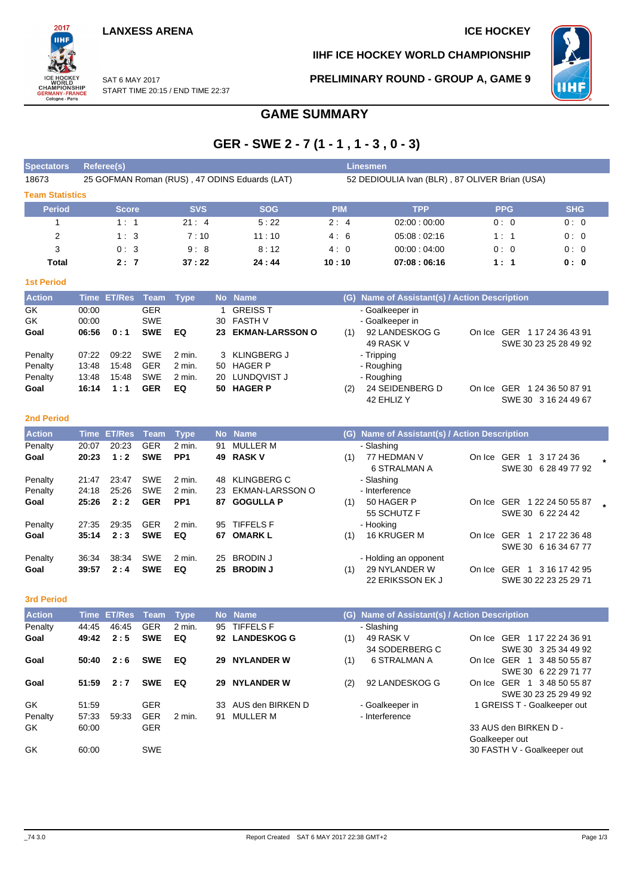LANXESS ARENA

ICE HOCKEY

IIHF ICE HOCKEY WORLD CHAMPIONSHIP

SAT 6 MAY 2017
START TIME 20:15 / END TIME 22:37

PRELIMINARY ROUND - GROUP A, GAME 9

# GAME SUMMARY

## GER - SWE 2 - 7 (1 - 1 , 1 - 3 , 0 - 3)

| Spectators | Referee(s) | Linesmen |
|---|---|---|
| 18673 | 25 GOFMAN Roman (RUS) , 47 ODINS Eduards (LAT) | 52 DEDIOULIA Ivan (BLR) , 87 OLIVER Brian (USA) |

### Team Statistics

| Period | Score | SVS | SOG | PIM | TPP | PPG | SHG |
|---|---|---|---|---|---|---|---|
| 1 | 1 : 1 | 21 : 4 | 5 : 22 | 2 : 4 | 02:00 : 00:00 | 0 : 0 | 0 : 0 |
| 2 | 1 : 3 | 7 : 10 | 11 : 10 | 4 : 6 | 05:08 : 02:16 | 1 : 1 | 0 : 0 |
| 3 | 0 : 3 | 9 : 8 | 8 : 12 | 4 : 0 | 00:00 : 04:00 | 0 : 0 | 0 : 0 |
| **Total** | **2 : 7** | **37 : 22** | **24 : 44** | **10 : 10** | **07:08 : 06:16** | **1 : 1** | **0 : 0** |

### 1st Period

| Action | Time | ET/Res | Team | Type | No | Name | (G) | Name of Assistant(s) / Action Description | |
|---|---|---|---|---|---|---|---|---|---|
| GK | 00:00 | | GER | | 1 | GREISS T | | - Goalkeeper in | |
| GK | 00:00 | | SWE | | 30 | FASTH V | | - Goalkeeper in | |
| **Goal** | **06:56** | **0 : 1** | **SWE** | **EQ** | **23** | **EKMAN-LARSSON O** | (1) | 92 LANDESKOG G<br>49 RASK V | On Ice GER 1 17 24 36 43 91<br>SWE 30 23 25 28 49 92 |
| Penalty | 07:22 | 09:22 | SWE | 2 min. | 3 | KLINGBERG J | | - Tripping | |
| Penalty | 13:48 | 15:48 | GER | 2 min. | 50 | HAGER P | | - Roughing | |
| Penalty | 13:48 | 15:48 | SWE | 2 min. | 20 | LUNDQVIST J | | - Roughing | |
| **Goal** | **16:14** | **1 : 1** | **GER** | **EQ** | **50** | **HAGER P** | (2) | 24 SEIDENBERG D<br>42 EHLIZ Y | On Ice GER 1 24 36 50 87 91<br>SWE 30 3 16 24 49 67 |

### 2nd Period

| Action | Time | ET/Res | Team | Type | No | Name | (G) | Name of Assistant(s) / Action Description | |
|---|---|---|---|---|---|---|---|---|---|
| Penalty | 20:07 | 20:23 | GER | 2 min. | 91 | MULLER M | | - Slashing | |
| **Goal** | **20:23** | **1 : 2** | **SWE** | **PP1** | **49** | **RASK V** | (1) | 77 HEDMAN V<br>6 STRALMAN A | On Ice GER 1 3 17 24 36<br>SWE 30 6 28 49 77 92 * |
| Penalty | 21:47 | 23:47 | SWE | 2 min. | 48 | KLINGBERG C | | - Slashing | |
| Penalty | 24:18 | 25:26 | SWE | 2 min. | 23 | EKMAN-LARSSON O | | - Interference | |
| **Goal** | **25:26** | **2 : 2** | **GER** | **PP1** | **87** | **GOGULLA P** | (1) | 50 HAGER P<br>55 SCHUTZ F | On Ice GER 1 22 24 50 55 87<br>SWE 30 6 22 24 42 * |
| Penalty | 27:35 | 29:35 | GER | 2 min. | 95 | TIFFELS F | | - Hooking | |
| **Goal** | **35:14** | **2 : 3** | **SWE** | **EQ** | **67** | **OMARK L** | (1) | 16 KRUGER M | On Ice GER 1 2 17 22 36 48<br>SWE 30 6 16 34 67 77 |
| Penalty | 36:34 | 38:34 | SWE | 2 min. | 25 | BRODIN J | | - Holding an opponent | |
| **Goal** | **39:57** | **2 : 4** | **SWE** | **EQ** | **25** | **BRODIN J** | (1) | 29 NYLANDER W<br>22 ERIKSSON EK J | On Ice GER 1 3 16 17 42 95<br>SWE 30 22 23 25 29 71 |

### 3rd Period

| Action | Time | ET/Res | Team | Type | No | Name | (G) | Name of Assistant(s) / Action Description | |
|---|---|---|---|---|---|---|---|---|---|
| Penalty | 44:45 | 46:45 | GER | 2 min. | 95 | TIFFELS F | | - Slashing | |
| **Goal** | **49:42** | **2 : 5** | **SWE** | **EQ** | **92** | **LANDESKOG G** | (1) | 49 RASK V<br>34 SODERBERG C | On Ice GER 1 17 22 24 36 91<br>SWE 30 3 25 34 49 92 |
| **Goal** | **50:40** | **2 : 6** | **SWE** | **EQ** | **29** | **NYLANDER W** | (1) | 6 STRALMAN A | On Ice GER 1 3 48 50 55 87<br>SWE 30 6 22 29 71 77 |
| **Goal** | **51:59** | **2 : 7** | **SWE** | **EQ** | **29** | **NYLANDER W** | (2) | 92 LANDESKOG G | On Ice GER 1 3 48 50 55 87<br>SWE 30 23 25 29 49 92 |
| GK | 51:59 | | GER | | 33 | AUS den BIRKEN D | | - Goalkeeper in | 1 GREISS T - Goalkeeper out |
| Penalty | 57:33 | 59:33 | GER | 2 min. | 91 | MULLER M | | - Interference | |
| GK | 60:00 | | GER | | | | | | 33 AUS den BIRKEN D - Goalkeeper out |
| GK | 60:00 | | SWE | | | | | | 30 FASTH V - Goalkeeper out |

_74 3.0 Report Created SAT 6 MAY 2017 22:38 GMT+2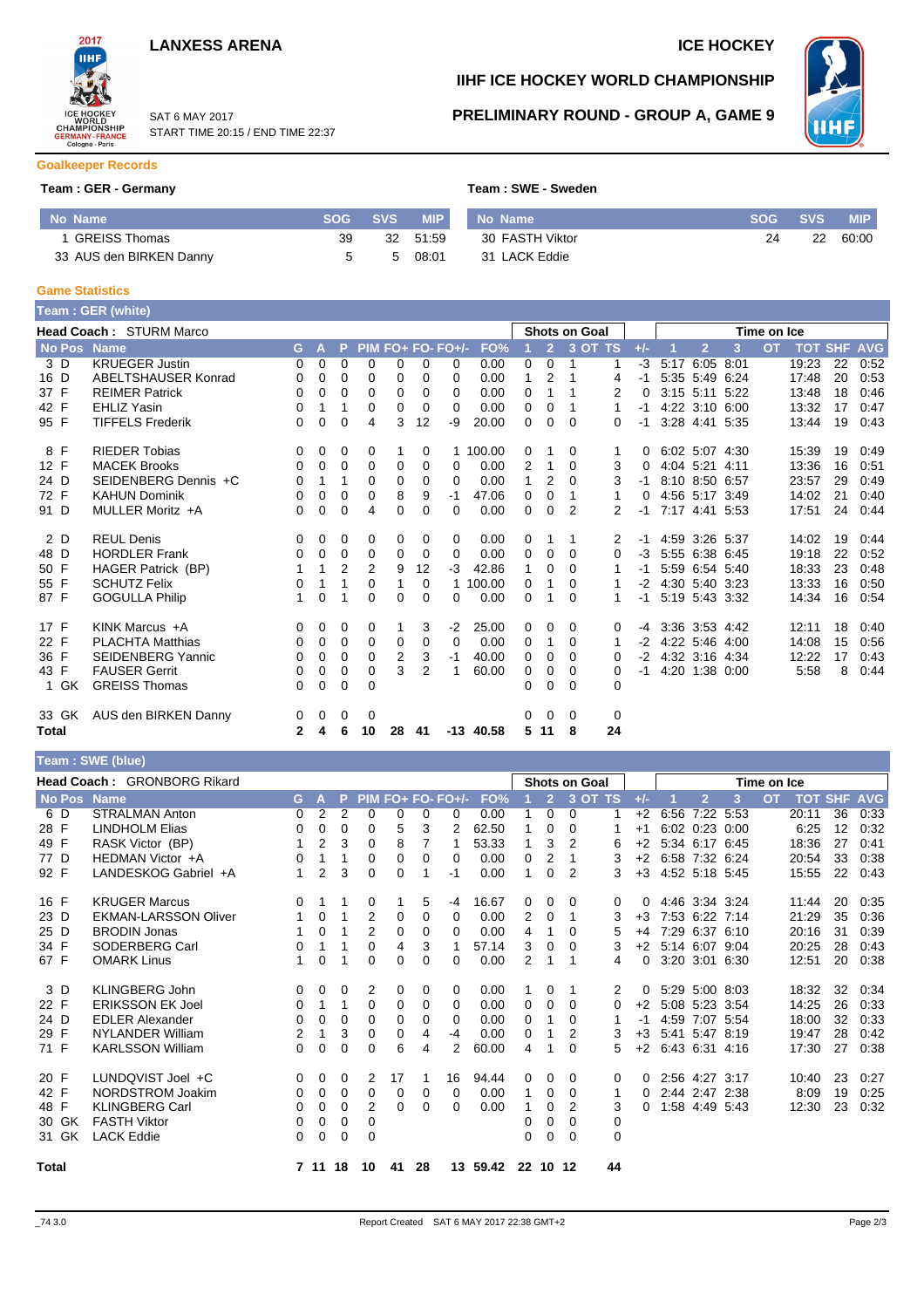LANXESS ARENA

ICE HOCKEY

SAT 6 MAY 2017
START TIME 20:15 / END TIME 22:37

# IIHF ICE HOCKEY WORLD CHAMPIONSHIP

## PRELIMINARY ROUND - GROUP A, GAME 9

### Goalkeeper Records

**Team : GER - Germany**

| No | Name | SOG | SVS | MIP |
|---|---|---|---|---|
| 1 | GREISS Thomas | 39 | 32 | 51:59 |
| 33 | AUS den BIRKEN Danny | 5 | 5 | 08:01 |

**Team : SWE - Sweden**

| No | Name | SOG | SVS | MIP |
|---|---|---|---|---|
| 30 | FASTH Viktor | 24 | 22 | 60:00 |
| 31 | LACK Eddie | | | |

### Game Statistics

**Team : GER (white)**

**Head Coach :** STURM Marco

| No | Pos | Name | G | A | P | PIM | FO+ | FO- | FO+/- | FO% | SOG 1 | SOG 2 | SOG 3 | SOG OT | SOG TS | +/- | TOI 1 | TOI 2 | TOI 3 | TOI OT | TOI TOT | SHF | AVG |
|---|---|---|---|---|---|---|---|---|---|---|---|---|---|---|---|---|---|---|---|---|---|---|---|
| 3 | D | KRUEGER Justin | 0 | 0 | 0 | 0 | 0 | 0 | 0 | 0.00 | 0 | 0 | 1 | | 1 | -3 | 5:17 | 6:05 | 8:01 | | 19:23 | 22 | 0:52 |
| 16 | D | ABELTSHAUSER Konrad | 0 | 0 | 0 | 0 | 0 | 0 | 0 | 0.00 | 1 | 2 | 1 | | 4 | -1 | 5:35 | 5:49 | 6:24 | | 17:48 | 20 | 0:53 |
| 37 | F | REIMER Patrick | 0 | 0 | 0 | 0 | 0 | 0 | 0 | 0.00 | 0 | 1 | 1 | | 2 | 0 | 3:15 | 5:11 | 5:22 | | 13:48 | 18 | 0:46 |
| 42 | F | EHLIZ Yasin | 0 | 1 | 1 | 0 | 0 | 0 | 0 | 0.00 | 0 | 0 | 1 | | 1 | -1 | 4:22 | 3:10 | 6:00 | | 13:32 | 17 | 0:47 |
| 95 | F | TIFFELS Frederik | 0 | 0 | 0 | 4 | 3 | 12 | -9 | 20.00 | 0 | 0 | 0 | | 0 | -1 | 3:28 | 4:41 | 5:35 | | 13:44 | 19 | 0:43 |
| 8 | F | RIEDER Tobias | 0 | 0 | 0 | 0 | 1 | 0 | 1 | 100.00 | 0 | 1 | 0 | | 1 | 0 | 6:02 | 5:07 | 4:30 | | 15:39 | 19 | 0:49 |
| 12 | F | MACEK Brooks | 0 | 0 | 0 | 0 | 0 | 0 | 0 | 0.00 | 2 | 1 | 0 | | 3 | 0 | 4:04 | 5:21 | 4:11 | | 13:36 | 16 | 0:51 |
| 24 | D | SEIDENBERG Dennis +C | 0 | 1 | 1 | 0 | 0 | 0 | 0 | 0.00 | 1 | 2 | 0 | | 3 | -1 | 8:10 | 8:50 | 6:57 | | 23:57 | 29 | 0:49 |
| 72 | F | KAHUN Dominik | 0 | 0 | 0 | 0 | 8 | 9 | -1 | 47.06 | 0 | 0 | 1 | | 1 | 0 | 4:56 | 5:17 | 3:49 | | 14:02 | 21 | 0:40 |
| 91 | D | MULLER Moritz +A | 0 | 0 | 0 | 4 | 0 | 0 | 0 | 0.00 | 0 | 0 | 2 | | 2 | -1 | 7:17 | 4:41 | 5:53 | | 17:51 | 24 | 0:44 |
| 2 | D | REUL Denis | 0 | 0 | 0 | 0 | 0 | 0 | 0 | 0.00 | 0 | 1 | 1 | | 2 | -1 | 4:59 | 3:26 | 5:37 | | 14:02 | 19 | 0:44 |
| 48 | D | HORDLER Frank | 0 | 0 | 0 | 0 | 0 | 0 | 0 | 0.00 | 0 | 0 | 0 | | 0 | -3 | 5:55 | 6:38 | 6:45 | | 19:18 | 22 | 0:52 |
| 50 | F | HAGER Patrick (BP) | 1 | 1 | 2 | 2 | 9 | 12 | -3 | 42.86 | 1 | 0 | 0 | | 1 | -1 | 5:59 | 6:54 | 5:40 | | 18:33 | 23 | 0:48 |
| 55 | F | SCHUTZ Felix | 0 | 1 | 1 | 0 | 1 | 0 | 1 | 100.00 | 0 | 1 | 0 | | 1 | -2 | 4:30 | 5:40 | 3:23 | | 13:33 | 16 | 0:50 |
| 87 | F | GOGULLA Philip | 1 | 0 | 1 | 0 | 0 | 0 | 0 | 0.00 | 0 | 1 | 0 | | 1 | -1 | 5:19 | 5:43 | 3:32 | | 14:34 | 16 | 0:54 |
| 17 | F | KINK Marcus +A | 0 | 0 | 0 | 0 | 1 | 3 | -2 | 25.00 | 0 | 0 | 0 | | 0 | -4 | 3:36 | 3:53 | 4:42 | | 12:11 | 18 | 0:40 |
| 22 | F | PLACHTA Matthias | 0 | 0 | 0 | 0 | 0 | 0 | 0 | 0.00 | 0 | 1 | 0 | | 1 | -2 | 4:22 | 5:46 | 4:00 | | 14:08 | 15 | 0:56 |
| 36 | F | SEIDENBERG Yannic | 0 | 0 | 0 | 0 | 2 | 3 | -1 | 40.00 | 0 | 0 | 0 | | 0 | -2 | 4:32 | 3:16 | 4:34 | | 12:22 | 17 | 0:43 |
| 43 | F | FAUSER Gerrit | 0 | 0 | 0 | 0 | 3 | 2 | 1 | 60.00 | 0 | 0 | 0 | | 0 | -1 | 4:20 | 1:38 | 0:00 | | 5:58 | 8 | 0:44 |
| 1 | GK | GREISS Thomas | 0 | 0 | 0 | 0 | | | | | 0 | 0 | 0 | | 0 | | | | | | | | |
| 33 | GK | AUS den BIRKEN Danny | 0 | 0 | 0 | 0 | | | | | 0 | 0 | 0 | | 0 | | | | | | | | |
| **Total** | | | **2** | **4** | **6** | **10** | **28** | **41** | **-13** | **40.58** | **5** | **11** | **8** | | **24** | | | | | | | | |

**Team : SWE (blue)**

**Head Coach :** GRONBORG Rikard

| No | Pos | Name | G | A | P | PIM | FO+ | FO- | FO+/- | FO% | SOG 1 | SOG 2 | SOG 3 | SOG OT | SOG TS | +/- | TOI 1 | TOI 2 | TOI 3 | TOI OT | TOI TOT | SHF | AVG |
|---|---|---|---|---|---|---|---|---|---|---|---|---|---|---|---|---|---|---|---|---|---|---|---|
| 6 | D | STRALMAN Anton | 0 | 2 | 2 | 0 | 0 | 0 | 0 | 0.00 | 1 | 0 | 0 | | 1 | +2 | 6:56 | 7:22 | 5:53 | | 20:11 | 36 | 0:33 |
| 28 | F | LINDHOLM Elias | 0 | 0 | 0 | 0 | 5 | 3 | 2 | 62.50 | 1 | 0 | 0 | | 1 | +1 | 6:02 | 0:23 | 0:00 | | 6:25 | 12 | 0:32 |
| 49 | F | RASK Victor (BP) | 1 | 2 | 3 | 0 | 8 | 7 | 1 | 53.33 | 1 | 3 | 2 | | 6 | +2 | 5:34 | 6:17 | 6:45 | | 18:36 | 27 | 0:41 |
| 77 | D | HEDMAN Victor +A | 0 | 1 | 1 | 0 | 0 | 0 | 0 | 0.00 | 0 | 2 | 1 | | 3 | +2 | 6:58 | 7:32 | 6:24 | | 20:54 | 33 | 0:38 |
| 92 | F | LANDESKOG Gabriel +A | 1 | 2 | 3 | 0 | 0 | 1 | -1 | 0.00 | 1 | 0 | 2 | | 3 | +3 | 4:52 | 5:18 | 5:45 | | 15:55 | 22 | 0:43 |
| 16 | F | KRUGER Marcus | 0 | 1 | 1 | 0 | 1 | 5 | -4 | 16.67 | 0 | 0 | 0 | | 0 | 0 | 4:46 | 3:34 | 3:24 | | 11:44 | 20 | 0:35 |
| 23 | D | EKMAN-LARSSON Oliver | 1 | 0 | 1 | 2 | 0 | 0 | 0 | 0.00 | 2 | 0 | 1 | | 3 | +3 | 7:53 | 6:22 | 7:14 | | 21:29 | 35 | 0:36 |
| 25 | D | BRODIN Jonas | 1 | 0 | 1 | 2 | 0 | 0 | 0 | 0.00 | 4 | 1 | 0 | | 5 | +4 | 7:29 | 6:37 | 6:10 | | 20:16 | 31 | 0:39 |
| 34 | F | SODERBERG Carl | 0 | 1 | 1 | 0 | 4 | 3 | 1 | 57.14 | 3 | 0 | 0 | | 3 | +2 | 5:14 | 6:07 | 9:04 | | 20:25 | 28 | 0:43 |
| 67 | F | OMARK Linus | 1 | 0 | 1 | 0 | 0 | 0 | 0 | 0.00 | 2 | 1 | 1 | | 4 | 0 | 3:20 | 3:01 | 6:30 | | 12:51 | 20 | 0:38 |
| 3 | D | KLINGBERG John | 0 | 0 | 0 | 2 | 0 | 0 | 0 | 0.00 | 1 | 0 | 1 | | 2 | 0 | 5:29 | 5:00 | 8:03 | | 18:32 | 32 | 0:34 |
| 22 | F | ERIKSSON EK Joel | 0 | 1 | 1 | 0 | 0 | 0 | 0 | 0.00 | 0 | 0 | 0 | | 0 | +2 | 5:08 | 5:23 | 3:54 | | 14:25 | 26 | 0:33 |
| 24 | D | EDLER Alexander | 0 | 0 | 0 | 0 | 0 | 0 | 0 | 0.00 | 0 | 1 | 0 | | 1 | -1 | 4:59 | 7:07 | 5:54 | | 18:00 | 32 | 0:33 |
| 29 | F | NYLANDER William | 2 | 1 | 3 | 0 | 0 | 4 | -4 | 0.00 | 0 | 1 | 2 | | 3 | +3 | 5:41 | 5:47 | 8:19 | | 19:47 | 28 | 0:42 |
| 71 | F | KARLSSON William | 0 | 0 | 0 | 0 | 6 | 4 | 2 | 60.00 | 4 | 1 | 0 | | 5 | +2 | 6:43 | 6:31 | 4:16 | | 17:30 | 27 | 0:38 |
| 20 | F | LUNDQVIST Joel +C | 0 | 0 | 0 | 2 | 17 | 1 | 16 | 94.44 | 0 | 0 | 0 | | 0 | 0 | 2:56 | 4:27 | 3:17 | | 10:40 | 23 | 0:27 |
| 42 | F | NORDSTROM Joakim | 0 | 0 | 0 | 0 | 0 | 0 | 0 | 0.00 | 1 | 0 | 0 | | 1 | 0 | 2:44 | 2:47 | 2:38 | | 8:09 | 19 | 0:25 |
| 48 | F | KLINGBERG Carl | 0 | 0 | 0 | 2 | 0 | 0 | 0 | 0.00 | 1 | 0 | 2 | | 3 | 0 | 1:58 | 4:49 | 5:43 | | 12:30 | 23 | 0:32 |
| 30 | GK | FASTH Viktor | 0 | 0 | 0 | 0 | | | | | 0 | 0 | 0 | | 0 | | | | | | | | |
| 31 | GK | LACK Eddie | 0 | 0 | 0 | 0 | | | | | 0 | 0 | 0 | | 0 | | | | | | | | |
| **Total** | | | **7** | **11** | **18** | **10** | **41** | **28** | **13** | **59.42** | **22** | **10** | **12** | | **44** | | | | | | | | |

_74 3.0 Report Created SAT 6 MAY 2017 22:38 GMT+2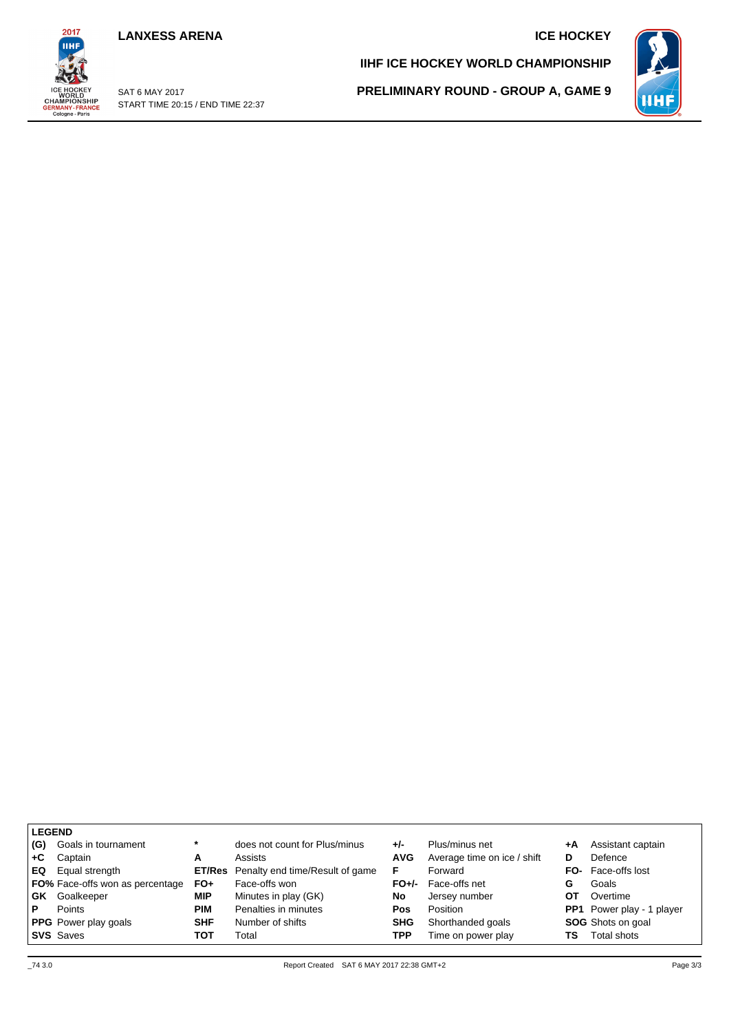## LEGEND

| | | | | | | | |
|---|---|---|---|---|---|---|---|
| **(G)** | Goals in tournament | * | does not count for Plus/minus | **+/-** | Plus/minus net | **+A** | Assistant captain |
| **+C** | Captain | **A** | Assists | **AVG** | Average time on ice / shift | **D** | Defence |
| **EQ** | Equal strength | **ET/Res** | Penalty end time/Result of game | **F** | Forward | **FO-** | Face-offs lost |
| **FO%** | Face-offs won as percentage | **FO+** | Face-offs won | **FO+/-** | Face-offs net | **G** | Goals |
| **GK** | Goalkeeper | **MIP** | Minutes in play (GK) | **No** | Jersey number | **OT** | Overtime |
| **P** | Points | **PIM** | Penalties in minutes | **Pos** | Position | **PP1** | Power play - 1 player |
| **PPG** | Power play goals | **SHF** | Number of shifts | **SHG** | Shorthanded goals | **SOG** | Shots on goal |
| **SVS** | Saves | **TOT** | Total | **TPP** | Time on power play | **TS** | Total shots |

_74 3.0

Report Created SAT 6 MAY 2017 22:38 GMT+2